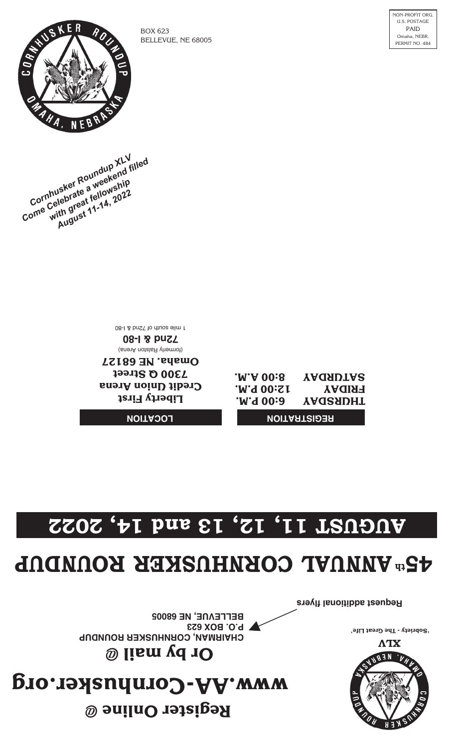CORNHUSKER ROUNDUP
OMAHA, NEBRASKA

BOX 623
BELLEVUE, NE 68005

NON-PROFIT ORG.
U.S. POSTAGE
PAID
Omaha, NEBR.
PERMIT NO. 484

*Cornhusker Roundup XLV*
*Come Celebrate a weekend filled*
*with great fellowship*
*August 11-14, 2022*

| REGISTRATION | |
|---|---|
| THURSDAY | 6:00 P.M. |
| FRIDAY | 12:00 P.M. |
| SATURDAY | 8:00 A.M. |

**LOCATION**

**Liberty First**
**Credit Union Arena**
**7300 Q Street**
**Omaha, NE 68127**
(formerly Ralston Arena)
**72nd & I-80**
1 mile south of 72nd & I-80

# AUGUST 11, 12, 13 and 14, 2022

# 45th ANNUAL CORNHUSKER ROUNDUP

**Request additional flyers**

**CHAIRMAN, CORNHUSKER ROUNDUP**
**P.O. BOX 623**
**BELLEVUE, NE 68005**

**Or by mail @**

**www.AA-Cornhusker.org**

**Register Online @**

CORNHUSKER ROUNDUP
OMAHA, NEBRASKA

**XLV**

**'Sobriety - The Great Life'**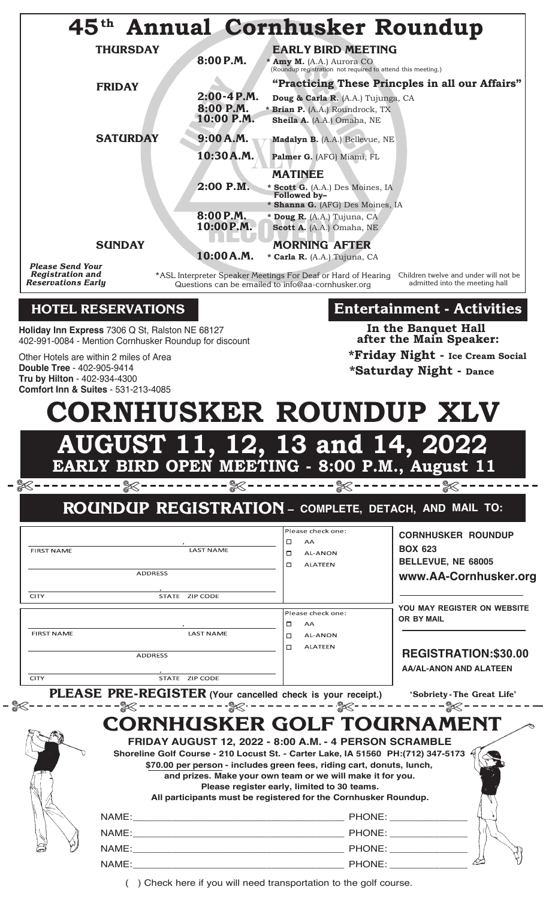# 45th Annual Cornhusker Roundup

**THURSDAY**

**8:00 P.M.** — **EARLY BIRD MEETING**
* **Amy M.** (A.A.) Aurora CO
(Roundup registration not required to attend this meeting.)

**FRIDAY**

**"Practicing These Princples in all our Affairs"**

**2:00-4 P.M.** — **Doug & Carla R.** (A.A.) Tujunga, CA

**8:00 P.M.** — * **Brian P.** (A.A.) Roundrock, TX

**10:00 P.M.** — **Sheila A.** (A.A.) Omaha, NE

**SATURDAY**

**9:00 A.M.** — **Madalyn B.** (A.A.) Bellevue, NE

**10:30 A.M.** — **Palmer G.** (AFG) Miami, FL

**MATINEE**

**2:00 P.M.** — * **Scott G.** (A.A.) Des Moines, IA
**Followed by–**
* **Shanna G.** (AFG) Des Moines, IA

**8:00 P.M.** — * **Doug R.** (A.A.) Tujuna, CA

**10:00 P.M.** — **Scott A.** (A.A.) Omaha, NE

**SUNDAY**

**10:00 A.M.** — **MORNING AFTER**
* **Carla R.** (A.A.) Tujuna, CA

*Please Send Your Registration and Reservations Early*

*ASL Interpreter Speaker Meetings For Deaf or Hard of Hearing
Questions can be emailed to info@aa-cornhusker.org

Children twelve and under will not be admitted into the meeting hall

## HOTEL RESERVATIONS

**Holiday Inn Express** 7306 Q St, Ralston NE 68127
402-991-0084 - Mention Cornhusker Roundup for discount

Other Hotels are within 2 miles of Area
**Double Tree** - 402-905-9414
**Tru by Hilton** - 402-934-4300
**Comfort Inn & Suites** - 531-213-4085

## Entertainment - Activities

**In the Banquet Hall after the Main Speaker:**

***Friday Night - Ice Cream Social**

***Saturday Night - Dance**

# CORNHUSKER ROUNDUP XLV

## AUGUST 11, 12, 13 and 14, 2022

### EARLY BIRD OPEN MEETING - 8:00 P.M., August 11

## ROUNDUP REGISTRATION – COMPLETE, DETACH, AND MAIL TO:

FIRST NAME , LAST NAME

ADDRESS

CITY , STATE ZIP CODE

Please check one:
- ☐ AA
- ☐ AL-ANON
- ☐ ALATEEN

FIRST NAME , LAST NAME

ADDRESS

CITY , STATE ZIP CODE

Please check one:
- ☐ AA
- ☐ AL-ANON
- ☐ ALATEEN

**CORNHUSKER ROUNDUP**
**BOX 623**
**BELLEVUE, NE 68005**
**www.AA-Cornhusker.org**

**YOU MAY REGISTER ON WEBSITE OR BY MAIL**

**REGISTRATION:$30.00**
**AA/AL-ANON AND ALATEEN**

**PLEASE PRE-REGISTER (Your cancelled check is your receipt.)**

**'Sobriety - The Great Life'**

# CORNHUSKER GOLF TOURNAMENT

**FRIDAY AUGUST 12, 2022 - 8:00 A.M. - 4 PERSON SCRAMBLE**
**Shoreline Golf Course - 210 Locust St. - Carter Lake, IA 51560 PH:(712) 347-5173**
**$70.00 per person - includes green fees, riding cart, donuts, lunch, and prizes. Make your own team or we will make it for you.**
**Please register early, limited to 30 teams.**
**All participants must be registered for the Cornhusker Roundup.**

NAME:______________________ PHONE: ____________

NAME:______________________ PHONE: ____________

NAME:______________________ PHONE: ____________

NAME:______________________ PHONE: ____________

( ) Check here if you will need transportation to the golf course.